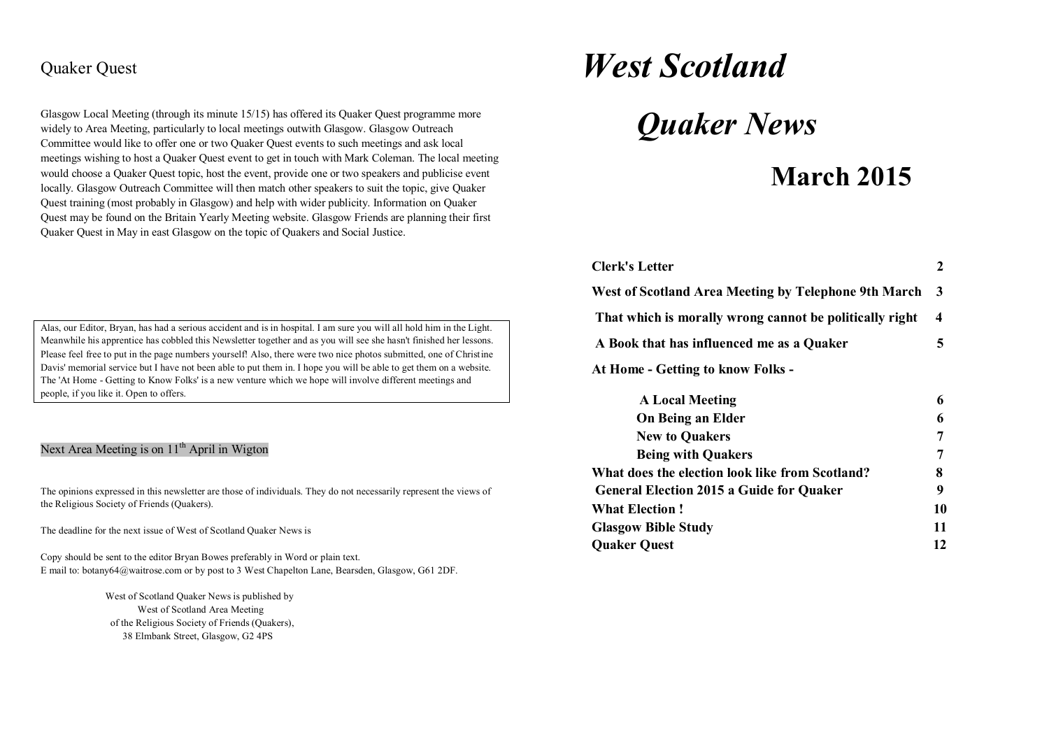## Quaker Quest

Glasgow Local Meeting (through its minute 15/15) has offered its Quaker Quest programme more widely to Area Meeting, particularly to local meetings outwith Glasgow. Glasgow Outreach Committee would like to offer one or two Quaker Quest events to such meetings and ask local meetings wishing to host a Quaker Quest event to get in touch with Mark Coleman. The local meeting would choose a Quaker Quest topic, host the event, provide one or two speakers and publicise event locally. Glasgow Outreach Committee will then match other speakers to suit the topic, give Quaker Quest training (most probably in Glasgow) and help with wider publicity. Information on Quaker Quest may be found on the Britain Yearly Meeting website. Glasgow Friends are planning their first Quaker Quest in May in east Glasgow on the topic of Quakers and Social Justice.

> Alas, our Editor, Bryan, has had a serious accident and is in hospital. I am sure you will all hold him in the Light. Meanwhile his apprentice has cobbled this Newsletter together and as you will see she hasn't finished her lessons. Please feel free to put in the page numbers yourself! Also, there were two nice photos submitted, one of Christine Davis' memorial service but I have not been able to put them in. I hope you will be able to get them on a website. The 'At Home - Getting to Know Folks' is a new venture which we hope will involve different meetings and people, if you like it. Open to offers.

Next Area Meeting is on 11th April in Wigton

The opinions expressed in this newsletter are those of individuals. They do not necessarily represent the views of the Religious Society of Friends (Quakers).

The deadline for the next issue of West of Scotland Quaker News is

Copy should be sent to the editor Bryan Bowes preferably in Word or plain text.
E mail to: botany64@waitrose.com or by post to 3 West Chapelton Lane, Bearsden, Glasgow, G61 2DF.

West of Scotland Quaker News is published by
West of Scotland Area Meeting
of the Religious Society of Friends (Quakers),
38 Elmbank Street, Glasgow, G2 4PS

# *West Scotland*

# *Quaker News*

## March 2015

| | |
|---|---|
| **Clerk's Letter** | **2** |
| **West of Scotland Area Meeting by Telephone 9th March** | **3** |
| **That which is morally wrong cannot be politically right** | **4** |
| **A Book that has influenced me as a Quaker** | **5** |
| **At Home - Getting to know Folks -** | |
| **A Local Meeting** | **6** |
| **On Being an Elder** | **6** |
| **New to Quakers** | **7** |
| **Being with Quakers** | **7** |
| **What does the election look like from Scotland?** | **8** |
| **General Election 2015 a Guide for Quaker** | **9** |
| **What Election !** | **10** |
| **Glasgow Bible Study** | **11** |
| **Quaker Quest** | **12** |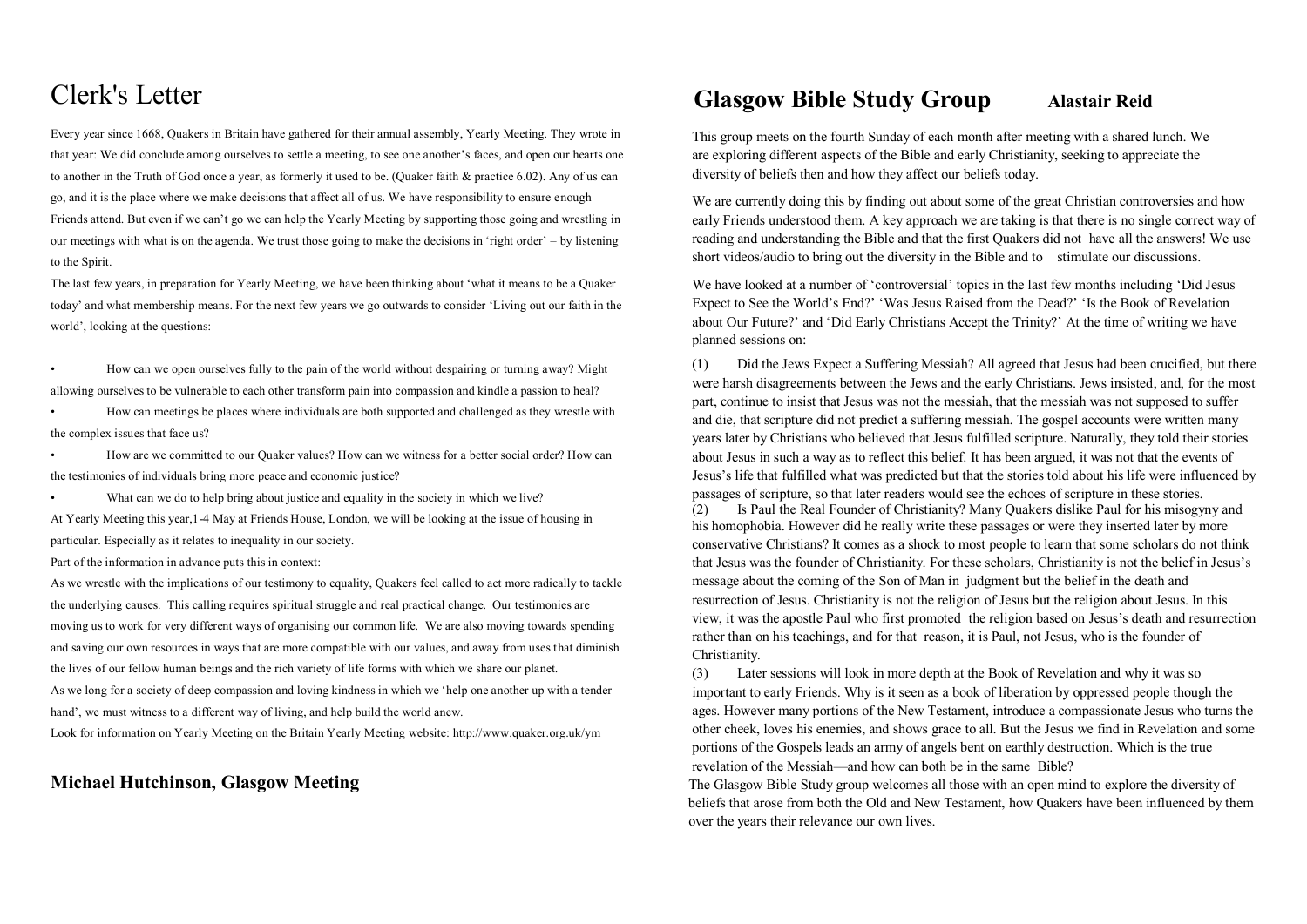# Clerk's Letter

Every year since 1668, Quakers in Britain have gathered for their annual assembly, Yearly Meeting. They wrote in that year: We did conclude among ourselves to settle a meeting, to see one another's faces, and open our hearts one to another in the Truth of God once a year, as formerly it used to be. (Quaker faith & practice 6.02). Any of us can go, and it is the place where we make decisions that affect all of us. We have responsibility to ensure enough Friends attend. But even if we can't go we can help the Yearly Meeting by supporting those going and wrestling in our meetings with what is on the agenda. We trust those going to make the decisions in 'right order' – by listening to the Spirit.

The last few years, in preparation for Yearly Meeting, we have been thinking about 'what it means to be a Quaker today' and what membership means. For the next few years we go outwards to consider 'Living out our faith in the world', looking at the questions:

- How can we open ourselves fully to the pain of the world without despairing or turning away? Might allowing ourselves to be vulnerable to each other transform pain into compassion and kindle a passion to heal?
- How can meetings be places where individuals are both supported and challenged as they wrestle with the complex issues that face us?
- How are we committed to our Quaker values? How can we witness for a better social order? How can the testimonies of individuals bring more peace and economic justice?
- What can we do to help bring about justice and equality in the society in which we live?

At Yearly Meeting this year,1-4 May at Friends House, London, we will be looking at the issue of housing in particular. Especially as it relates to inequality in our society.

Part of the information in advance puts this in context:

As we wrestle with the implications of our testimony to equality, Quakers feel called to act more radically to tackle the underlying causes. This calling requires spiritual struggle and real practical change. Our testimonies are moving us to work for very different ways of organising our common life. We are also moving towards spending and saving our own resources in ways that are more compatible with our values, and away from uses that diminish the lives of our fellow human beings and the rich variety of life forms with which we share our planet.

As we long for a society of deep compassion and loving kindness in which we 'help one another up with a tender hand', we must witness to a different way of living, and help build the world anew.

Look for information on Yearly Meeting on the Britain Yearly Meeting website: http://www.quaker.org.uk/ym

**Michael Hutchinson, Glasgow Meeting**

# Glasgow Bible Study Group

**Alastair Reid**

This group meets on the fourth Sunday of each month after meeting with a shared lunch. We are exploring different aspects of the Bible and early Christianity, seeking to appreciate the diversity of beliefs then and how they affect our beliefs today.

We are currently doing this by finding out about some of the great Christian controversies and how early Friends understood them. A key approach we are taking is that there is no single correct way of reading and understanding the Bible and that the first Quakers did not have all the answers! We use short videos/audio to bring out the diversity in the Bible and to stimulate our discussions.

We have looked at a number of 'controversial' topics in the last few months including 'Did Jesus Expect to See the World's End?' 'Was Jesus Raised from the Dead?' 'Is the Book of Revelation about Our Future?' and 'Did Early Christians Accept the Trinity?' At the time of writing we have planned sessions on:

(1) Did the Jews Expect a Suffering Messiah? All agreed that Jesus had been crucified, but there were harsh disagreements between the Jews and the early Christians. Jews insisted, and, for the most part, continue to insist that Jesus was not the messiah, that the messiah was not supposed to suffer and die, that scripture did not predict a suffering messiah. The gospel accounts were written many years later by Christians who believed that Jesus fulfilled scripture. Naturally, they told their stories about Jesus in such a way as to reflect this belief. It has been argued, it was not that the events of Jesus's life that fulfilled what was predicted but that the stories told about his life were influenced by passages of scripture, so that later readers would see the echoes of scripture in these stories.

(2) Is Paul the Real Founder of Christianity? Many Quakers dislike Paul for his misogyny and his homophobia. However did he really write these passages or were they inserted later by more conservative Christians? It comes as a shock to most people to learn that some scholars do not think that Jesus was the founder of Christianity. For these scholars, Christianity is not the belief in Jesus's message about the coming of the Son of Man in judgment but the belief in the death and resurrection of Jesus. Christianity is not the religion of Jesus but the religion about Jesus. In this view, it was the apostle Paul who first promoted the religion based on Jesus's death and resurrection rather than on his teachings, and for that reason, it is Paul, not Jesus, who is the founder of Christianity.

(3) Later sessions will look in more depth at the Book of Revelation and why it was so important to early Friends. Why is it seen as a book of liberation by oppressed people though the ages. However many portions of the New Testament, introduce a compassionate Jesus who turns the other cheek, loves his enemies, and shows grace to all. But the Jesus we find in Revelation and some portions of the Gospels leads an army of angels bent on earthly destruction. Which is the true revelation of the Messiah—and how can both be in the same Bible?

The Glasgow Bible Study group welcomes all those with an open mind to explore the diversity of beliefs that arose from both the Old and New Testament, how Quakers have been influenced by them over the years their relevance our own lives.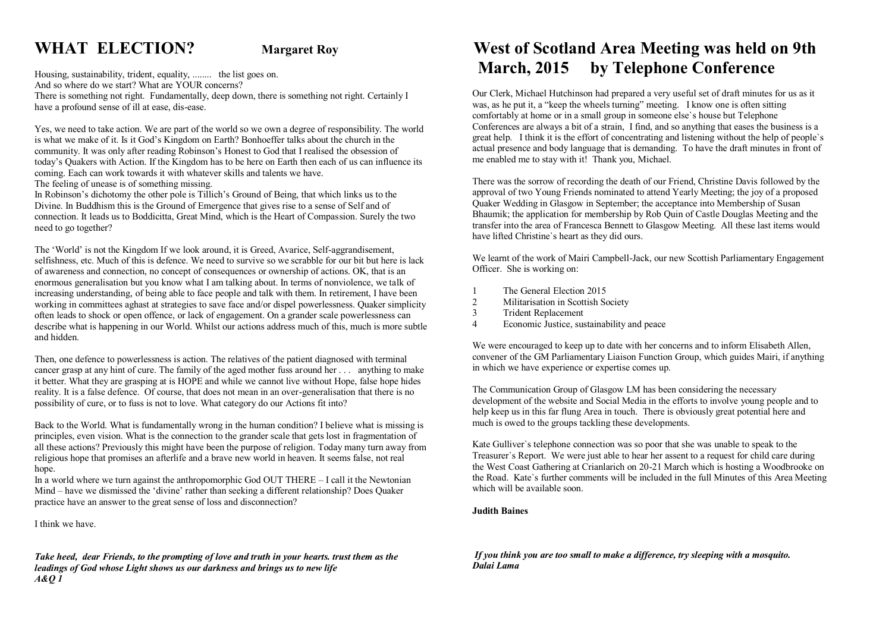# WHAT ELECTION?

**Margaret Roy**

Housing, sustainability, trident, equality, ........ the list goes on.
And so where do we start? What are YOUR concerns?
There is something not right. Fundamentally, deep down, there is something not right. Certainly I have a profound sense of ill at ease, dis-ease.

Yes, we need to take action. We are part of the world so we own a degree of responsibility. The world is what we make of it. Is it God's Kingdom on Earth? Bonhoeffer talks about the church in the community. It was only after reading Robinson's Honest to God that I realised the obsession of today's Quakers with Action. If the Kingdom has to be here on Earth then each of us can influence its coming. Each can work towards it with whatever skills and talents we have.
The feeling of unease is of something missing.
In Robinson's dichotomy the other pole is Tillich's Ground of Being, that which links us to the Divine. In Buddhism this is the Ground of Emergence that gives rise to a sense of Self and of connection. It leads us to Boddicitta, Great Mind, which is the Heart of Compassion. Surely the two need to go together?

The 'World' is not the Kingdom If we look around, it is Greed, Avarice, Self-aggrandisement, selfishness, etc. Much of this is defence. We need to survive so we scrabble for our bit but here is lack of awareness and connection, no concept of consequences or ownership of actions. OK, that is an enormous generalisation but you know what I am talking about. In terms of nonviolence, we talk of increasing understanding, of being able to face people and talk with them. In retirement, I have been working in committees aghast at strategies to save face and/or dispel powerlessness. Quaker simplicity often leads to shock or open offence, or lack of engagement. On a grander scale powerlessness can describe what is happening in our World. Whilst our actions address much of this, much is more subtle and hidden.

Then, one defence to powerlessness is action. The relatives of the patient diagnosed with terminal cancer grasp at any hint of cure. The family of the aged mother fuss around her . . . anything to make it better. What they are grasping at is HOPE and while we cannot live without Hope, false hope hides reality. It is a false defence. Of course, that does not mean in an over-generalisation that there is no possibility of cure, or to fuss is not to love. What category do our Actions fit into?

Back to the World. What is fundamentally wrong in the human condition? I believe what is missing is principles, even vision. What is the connection to the grander scale that gets lost in fragmentation of all these actions? Previously this might have been the purpose of religion. Today many turn away from religious hope that promises an afterlife and a brave new world in heaven. It seems false, not real hope.
In a world where we turn against the anthropomorphic God OUT THERE – I call it the Newtonian Mind – have we dismissed the 'divine' rather than seeking a different relationship? Does Quaker practice have an answer to the great sense of loss and disconnection?

I think we have.

***Take heed, dear Friends, to the prompting of love and truth in your hearts. trust them as the leadings of God whose Light shows us our darkness and brings us to new life***
***A&Q 1***

# West of Scotland Area Meeting was held on 9th March, 2015 by Telephone Conference

Our Clerk, Michael Hutchinson had prepared a very useful set of draft minutes for us as it was, as he put it, a "keep the wheels turning" meeting. I know one is often sitting comfortably at home or in a small group in someone else`s house but Telephone Conferences are always a bit of a strain, I find, and so anything that eases the business is a great help. I think it is the effort of concentrating and listening without the help of people`s actual presence and body language that is demanding. To have the draft minutes in front of me enabled me to stay with it! Thank you, Michael.

There was the sorrow of recording the death of our Friend, Christine Davis followed by the approval of two Young Friends nominated to attend Yearly Meeting; the joy of a proposed Quaker Wedding in Glasgow in September; the acceptance into Membership of Susan Bhaumik; the application for membership by Rob Quin of Castle Douglas Meeting and the transfer into the area of Francesca Bennett to Glasgow Meeting. All these last items would have lifted Christine`s heart as they did ours.

We learnt of the work of Mairi Campbell-Jack, our new Scottish Parliamentary Engagement Officer. She is working on:

1. The General Election 2015
2. Militarisation in Scottish Society
3. Trident Replacement
4. Economic Justice, sustainability and peace

We were encouraged to keep up to date with her concerns and to inform Elisabeth Allen, convener of the GM Parliamentary Liaison Function Group, which guides Mairi, if anything in which we have experience or expertise comes up.

The Communication Group of Glasgow LM has been considering the necessary development of the website and Social Media in the efforts to involve young people and to help keep us in this far flung Area in touch. There is obviously great potential here and much is owed to the groups tackling these developments.

Kate Gulliver`s telephone connection was so poor that she was unable to speak to the Treasurer`s Report. We were just able to hear her assent to a request for child care during the West Coast Gathering at Crianlarich on 20-21 March which is hosting a Woodbrooke on the Road. Kate`s further comments will be included in the full Minutes of this Area Meeting which will be available soon.

**Judith Baines**

***If you think you are too small to make a difference, try sleeping with a mosquito.***
***Dalai Lama***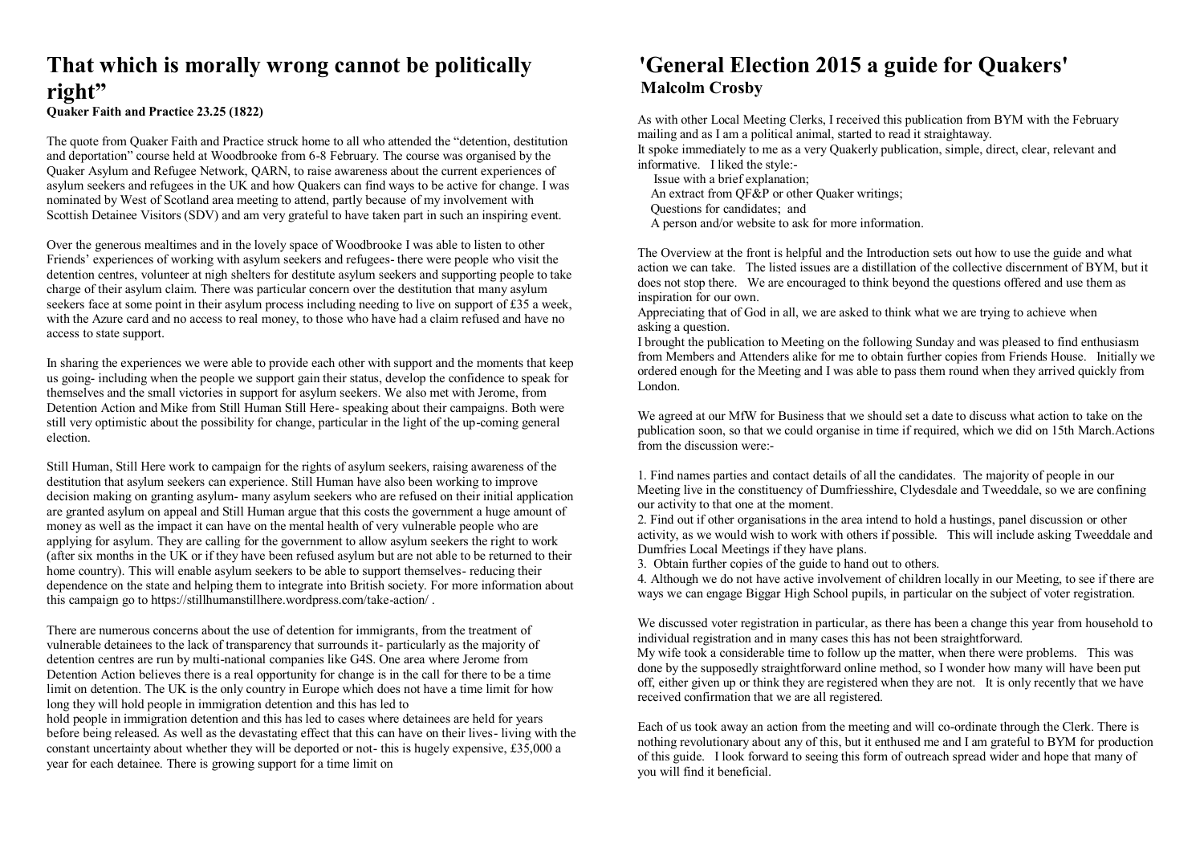# That which is morally wrong cannot be politically right"

**Quaker Faith and Practice 23.25 (1822)**

The quote from Quaker Faith and Practice struck home to all who attended the "detention, destitution and deportation" course held at Woodbrooke from 6-8 February. The course was organised by the Quaker Asylum and Refugee Network, QARN, to raise awareness about the current experiences of asylum seekers and refugees in the UK and how Quakers can find ways to be active for change. I was nominated by West of Scotland area meeting to attend, partly because of my involvement with Scottish Detainee Visitors (SDV) and am very grateful to have taken part in such an inspiring event.

Over the generous mealtimes and in the lovely space of Woodbrooke I was able to listen to other Friends' experiences of working with asylum seekers and refugees- there were people who visit the detention centres, volunteer at nigh shelters for destitute asylum seekers and supporting people to take charge of their asylum claim. There was particular concern over the destitution that many asylum seekers face at some point in their asylum process including needing to live on support of £35 a week, with the Azure card and no access to real money, to those who have had a claim refused and have no access to state support.

In sharing the experiences we were able to provide each other with support and the moments that keep us going- including when the people we support gain their status, develop the confidence to speak for themselves and the small victories in support for asylum seekers. We also met with Jerome, from Detention Action and Mike from Still Human Still Here- speaking about their campaigns. Both were still very optimistic about the possibility for change, particular in the light of the up-coming general election.

Still Human, Still Here work to campaign for the rights of asylum seekers, raising awareness of the destitution that asylum seekers can experience. Still Human have also been working to improve decision making on granting asylum- many asylum seekers who are refused on their initial application are granted asylum on appeal and Still Human argue that this costs the government a huge amount of money as well as the impact it can have on the mental health of very vulnerable people who are applying for asylum. They are calling for the government to allow asylum seekers the right to work (after six months in the UK or if they have been refused asylum but are not able to be returned to their home country). This will enable asylum seekers to be able to support themselves- reducing their dependence on the state and helping them to integrate into British society. For more information about this campaign go to https://stillhumanstillhere.wordpress.com/take-action/ .

There are numerous concerns about the use of detention for immigrants, from the treatment of vulnerable detainees to the lack of transparency that surrounds it- particularly as the majority of detention centres are run by multi-national companies like G4S. One area where Jerome from Detention Action believes there is a real opportunity for change is in the call for there to be a time limit on detention. The UK is the only country in Europe which does not have a time limit for how long they will hold people in immigration detention and this has led to
hold people in immigration detention and this has led to cases where detainees are held for years before being released. As well as the devastating effect that this can have on their lives- living with the constant uncertainty about whether they will be deported or not- this is hugely expensive, £35,000 a year for each detainee. There is growing support for a time limit on

# 'General Election 2015 a guide for Quakers'

**Malcolm Crosby**

As with other Local Meeting Clerks, I received this publication from BYM with the February mailing and as I am a political animal, started to read it straightaway.
It spoke immediately to me as a very Quakerly publication, simple, direct, clear, relevant and informative. I liked the style:-

Issue with a brief explanation;
An extract from QF&P or other Quaker writings;
Questions for candidates; and
A person and/or website to ask for more information.

The Overview at the front is helpful and the Introduction sets out how to use the guide and what action we can take. The listed issues are a distillation of the collective discernment of BYM, but it does not stop there. We are encouraged to think beyond the questions offered and use them as inspiration for our own.
Appreciating that of God in all, we are asked to think what we are trying to achieve when asking a question.
I brought the publication to Meeting on the following Sunday and was pleased to find enthusiasm from Members and Attenders alike for me to obtain further copies from Friends House. Initially we ordered enough for the Meeting and I was able to pass them round when they arrived quickly from London.

We agreed at our MfW for Business that we should set a date to discuss what action to take on the publication soon, so that we could organise in time if required, which we did on 15th March.Actions from the discussion were:-

1. Find names parties and contact details of all the candidates. The majority of people in our Meeting live in the constituency of Dumfriesshire, Clydesdale and Tweeddale, so we are confining our activity to that one at the moment.
2. Find out if other organisations in the area intend to hold a hustings, panel discussion or other activity, as we would wish to work with others if possible. This will include asking Tweeddale and Dumfries Local Meetings if they have plans.
3. Obtain further copies of the guide to hand out to others.
4. Although we do not have active involvement of children locally in our Meeting, to see if there are ways we can engage Biggar High School pupils, in particular on the subject of voter registration.

We discussed voter registration in particular, as there has been a change this year from household to individual registration and in many cases this has not been straightforward.
My wife took a considerable time to follow up the matter, when there were problems. This was done by the supposedly straightforward online method, so I wonder how many will have been put off, either given up or think they are registered when they are not. It is only recently that we have received confirmation that we are all registered.

Each of us took away an action from the meeting and will co-ordinate through the Clerk. There is nothing revolutionary about any of this, but it enthused me and I am grateful to BYM for production of this guide. I look forward to seeing this form of outreach spread wider and hope that many of you will find it beneficial.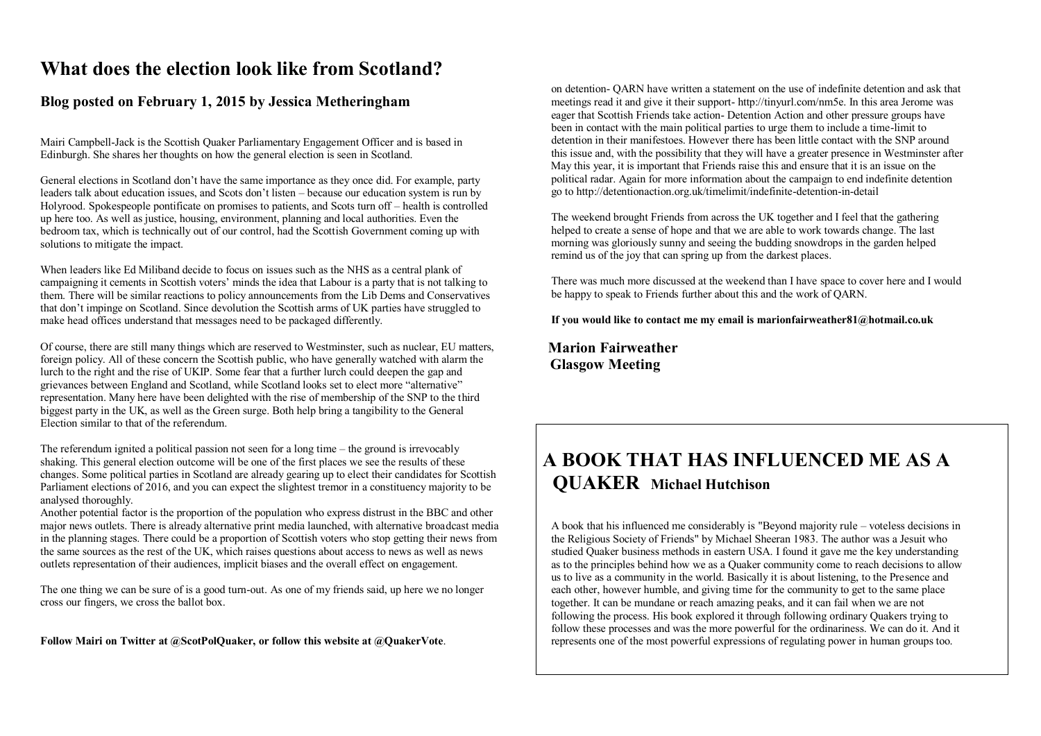# What does the election look like from Scotland?

## Blog posted on February 1, 2015 by Jessica Metheringham

Mairi Campbell-Jack is the Scottish Quaker Parliamentary Engagement Officer and is based in Edinburgh. She shares her thoughts on how the general election is seen in Scotland.

General elections in Scotland don't have the same importance as they once did. For example, party leaders talk about education issues, and Scots don't listen – because our education system is run by Holyrood. Spokespeople pontificate on promises to patients, and Scots turn off – health is controlled up here too. As well as justice, housing, environment, planning and local authorities. Even the bedroom tax, which is technically out of our control, had the Scottish Government coming up with solutions to mitigate the impact.

When leaders like Ed Miliband decide to focus on issues such as the NHS as a central plank of campaigning it cements in Scottish voters' minds the idea that Labour is a party that is not talking to them. There will be similar reactions to policy announcements from the Lib Dems and Conservatives that don't impinge on Scotland. Since devolution the Scottish arms of UK parties have struggled to make head offices understand that messages need to be packaged differently.

Of course, there are still many things which are reserved to Westminster, such as nuclear, EU matters, foreign policy. All of these concern the Scottish public, who have generally watched with alarm the lurch to the right and the rise of UKIP. Some fear that a further lurch could deepen the gap and grievances between England and Scotland, while Scotland looks set to elect more "alternative" representation. Many here have been delighted with the rise of membership of the SNP to the third biggest party in the UK, as well as the Green surge. Both help bring a tangibility to the General Election similar to that of the referendum.

The referendum ignited a political passion not seen for a long time – the ground is irrevocably shaking. This general election outcome will be one of the first places we see the results of these changes. Some political parties in Scotland are already gearing up to elect their candidates for Scottish Parliament elections of 2016, and you can expect the slightest tremor in a constituency majority to be analysed thoroughly.
Another potential factor is the proportion of the population who express distrust in the BBC and other major news outlets. There is already alternative print media launched, with alternative broadcast media in the planning stages. There could be a proportion of Scottish voters who stop getting their news from the same sources as the rest of the UK, which raises questions about access to news as well as news outlets representation of their audiences, implicit biases and the overall effect on engagement.

The one thing we can be sure of is a good turn-out. As one of my friends said, up here we no longer cross our fingers, we cross the ballot box.

**Follow Mairi on Twitter at @ScotPolQuaker, or follow this website at @QuakerVote**.

on detention- QARN have written a statement on the use of indefinite detention and ask that meetings read it and give it their support- http://tinyurl.com/nm5e. In this area Jerome was eager that Scottish Friends take action- Detention Action and other pressure groups have been in contact with the main political parties to urge them to include a time-limit to detention in their manifestoes. However there has been little contact with the SNP around this issue and, with the possibility that they will have a greater presence in Westminster after May this year, it is important that Friends raise this and ensure that it is an issue on the political radar. Again for more information about the campaign to end indefinite detention go to http://detentionaction.org.uk/timelimit/indefinite-detention-in-detail

The weekend brought Friends from across the UK together and I feel that the gathering helped to create a sense of hope and that we are able to work towards change. The last morning was gloriously sunny and seeing the budding snowdrops in the garden helped remind us of the joy that can spring up from the darkest places.

There was much more discussed at the weekend than I have space to cover here and I would be happy to speak to Friends further about this and the work of QARN.

**If you would like to contact me my email is marionfairweather81@hotmail.co.uk**

**Marion Fairweather**
**Glasgow Meeting**

# A BOOK THAT HAS INFLUENCED ME AS A QUAKER **Michael Hutchison**

A book that his influenced me considerably is "Beyond majority rule – voteless decisions in the Religious Society of Friends" by Michael Sheeran 1983. The author was a Jesuit who studied Quaker business methods in eastern USA. I found it gave me the key understanding as to the principles behind how we as a Quaker community come to reach decisions to allow us to live as a community in the world. Basically it is about listening, to the Presence and each other, however humble, and giving time for the community to get to the same place together. It can be mundane or reach amazing peaks, and it can fail when we are not following the process. His book explored it through following ordinary Quakers trying to follow these processes and was the more powerful for the ordinariness. We can do it. And it represents one of the most powerful expressions of regulating power in human groups too.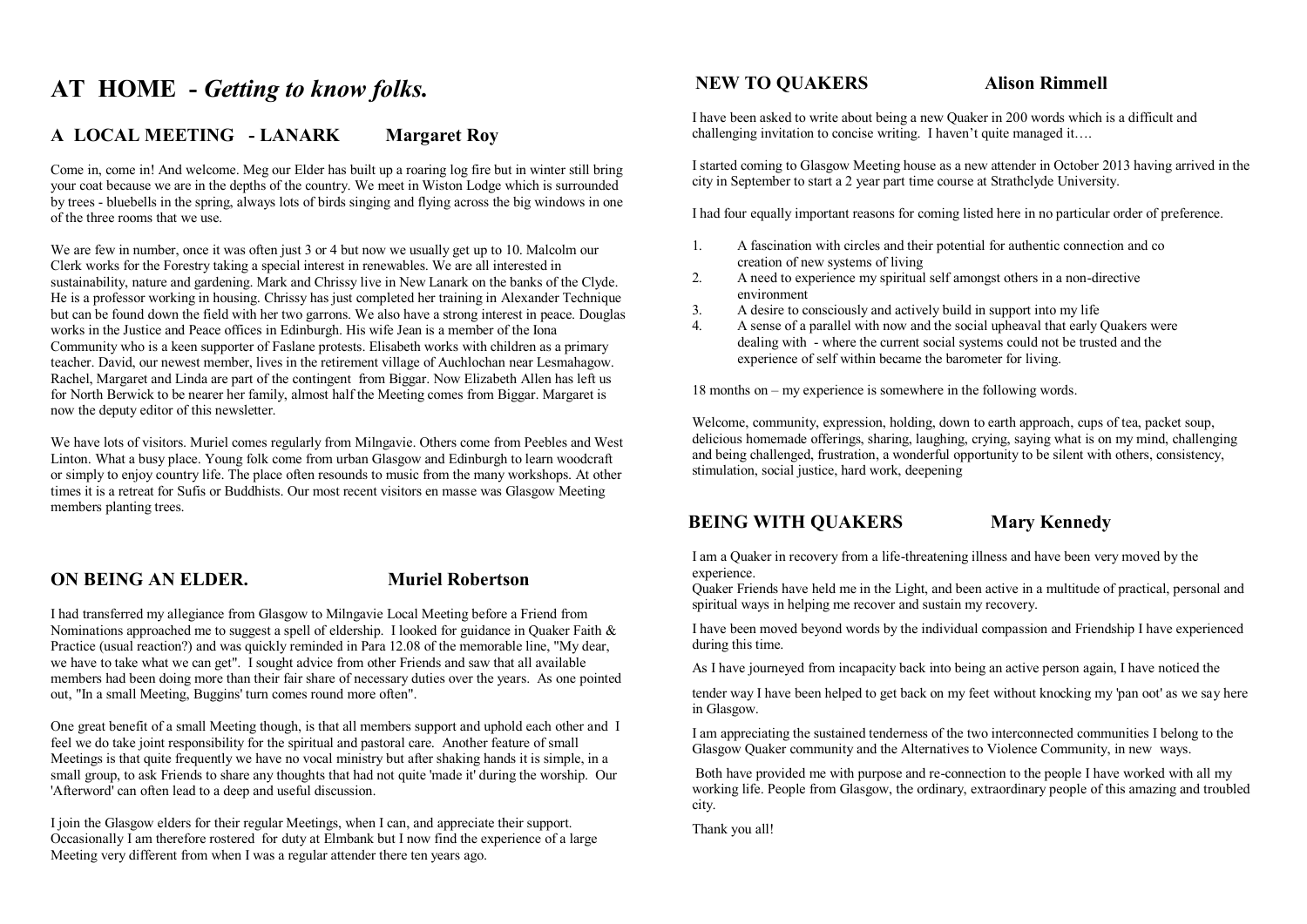# AT HOME - *Getting to know folks.*

## A LOCAL MEETING - LANARK Margaret Roy

Come in, come in! And welcome. Meg our Elder has built up a roaring log fire but in winter still bring your coat because we are in the depths of the country. We meet in Wiston Lodge which is surrounded by trees - bluebells in the spring, always lots of birds singing and flying across the big windows in one of the three rooms that we use.

We are few in number, once it was often just 3 or 4 but now we usually get up to 10. Malcolm our Clerk works for the Forestry taking a special interest in renewables. We are all interested in sustainability, nature and gardening. Mark and Chrissy live in New Lanark on the banks of the Clyde. He is a professor working in housing. Chrissy has just completed her training in Alexander Technique but can be found down the field with her two garrons. We also have a strong interest in peace. Douglas works in the Justice and Peace offices in Edinburgh. His wife Jean is a member of the Iona Community who is a keen supporter of Faslane protests. Elisabeth works with children as a primary teacher. David, our newest member, lives in the retirement village of Auchlochan near Lesmahagow. Rachel, Margaret and Linda are part of the contingent from Biggar. Now Elizabeth Allen has left us for North Berwick to be nearer her family, almost half the Meeting comes from Biggar. Margaret is now the deputy editor of this newsletter.

We have lots of visitors. Muriel comes regularly from Milngavie. Others come from Peebles and West Linton. What a busy place. Young folk come from urban Glasgow and Edinburgh to learn woodcraft or simply to enjoy country life. The place often resounds to music from the many workshops. At other times it is a retreat for Sufis or Buddhists. Our most recent visitors en masse was Glasgow Meeting members planting trees.

## ON BEING AN ELDER. Muriel Robertson

I had transferred my allegiance from Glasgow to Milngavie Local Meeting before a Friend from Nominations approached me to suggest a spell of eldership. I looked for guidance in Quaker Faith & Practice (usual reaction?) and was quickly reminded in Para 12.08 of the memorable line, "My dear, we have to take what we can get". I sought advice from other Friends and saw that all available members had been doing more than their fair share of necessary duties over the years. As one pointed out, "In a small Meeting, Buggins' turn comes round more often".

One great benefit of a small Meeting though, is that all members support and uphold each other and I feel we do take joint responsibility for the spiritual and pastoral care. Another feature of small Meetings is that quite frequently we have no vocal ministry but after shaking hands it is simple, in a small group, to ask Friends to share any thoughts that had not quite 'made it' during the worship. Our 'Afterword' can often lead to a deep and useful discussion.

I join the Glasgow elders for their regular Meetings, when I can, and appreciate their support. Occasionally I am therefore rostered for duty at Elmbank but I now find the experience of a large Meeting very different from when I was a regular attender there ten years ago.

## NEW TO QUAKERS Alison Rimmell

I have been asked to write about being a new Quaker in 200 words which is a difficult and challenging invitation to concise writing. I haven't quite managed it….

I started coming to Glasgow Meeting house as a new attender in October 2013 having arrived in the city in September to start a 2 year part time course at Strathclyde University.

I had four equally important reasons for coming listed here in no particular order of preference.

1. A fascination with circles and their potential for authentic connection and co creation of new systems of living
2. A need to experience my spiritual self amongst others in a non-directive environment
3. A desire to consciously and actively build in support into my life
4. A sense of a parallel with now and the social upheaval that early Quakers were dealing with - where the current social systems could not be trusted and the experience of self within became the barometer for living.

18 months on – my experience is somewhere in the following words.

Welcome, community, expression, holding, down to earth approach, cups of tea, packet soup, delicious homemade offerings, sharing, laughing, crying, saying what is on my mind, challenging and being challenged, frustration, a wonderful opportunity to be silent with others, consistency, stimulation, social justice, hard work, deepening

## BEING WITH QUAKERS Mary Kennedy

I am a Quaker in recovery from a life-threatening illness and have been very moved by the experience.

Quaker Friends have held me in the Light, and been active in a multitude of practical, personal and spiritual ways in helping me recover and sustain my recovery.

I have been moved beyond words by the individual compassion and Friendship I have experienced during this time.

As I have journeyed from incapacity back into being an active person again, I have noticed the tender way I have been helped to get back on my feet without knocking my 'pan oot' as we say here in Glasgow.

I am appreciating the sustained tenderness of the two interconnected communities I belong to the Glasgow Quaker community and the Alternatives to Violence Community, in new ways.

Both have provided me with purpose and re-connection to the people I have worked with all my working life. People from Glasgow, the ordinary, extraordinary people of this amazing and troubled city.

Thank you all!